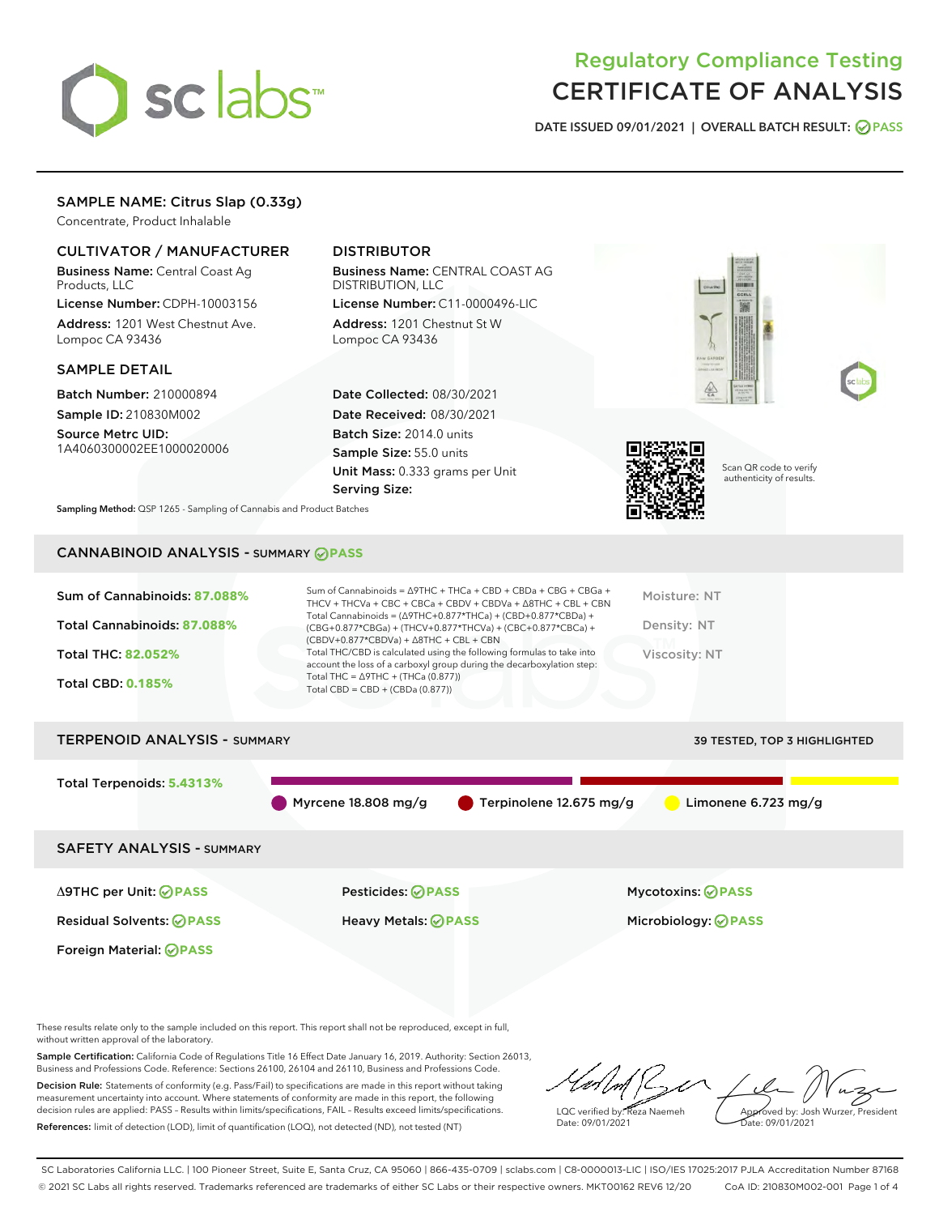# Regulatory Compliance Testing
# CERTIFICATE OF ANALYSIS

DATE ISSUED 09/01/2021 | OVERALL BATCH RESULT: PASS

## SAMPLE NAME: Citrus Slap (0.33g)

Concentrate, Product Inhalable

### CULTIVATOR / MANUFACTURER

**Business Name:** Central Coast Ag Products, LLC

**License Number:** CDPH-10003156

**Address:** 1201 West Chestnut Ave. Lompoc CA 93436

### DISTRIBUTOR

**Business Name:** CENTRAL COAST AG DISTRIBUTION, LLC

**License Number:** C11-0000496-LIC

**Address:** 1201 Chestnut St W Lompoc CA 93436

### SAMPLE DETAIL

**Batch Number:** 210000894

**Sample ID:** 210830M002

**Source Metrc UID:** 1A4060300002EE1000020006

**Date Collected:** 08/30/2021

**Date Received:** 08/30/2021

**Batch Size:** 2014.0 units

**Sample Size:** 55.0 units

**Unit Mass:** 0.333 grams per Unit

**Serving Size:**

Scan QR code to verify authenticity of results.

**Sampling Method:** QSP 1265 - Sampling of Cannabis and Product Batches

## CANNABINOID ANALYSIS - SUMMARY PASS

Sum of Cannabinoids: **87.088%**

Total Cannabinoids: **87.088%**

Total THC: **82.052%**

Total CBD: **0.185%**

Sum of Cannabinoids = Δ9THC + THCa + CBD + CBDa + CBG + CBGa + THCV + THCVa + CBC + CBCa + CBDV + CBDVa + Δ8THC + CBL + CBN

Total Cannabinoids = (Δ9THC+0.877*THCa) + (CBD+0.877*CBDa) + (CBG+0.877*CBGa) + (THCV+0.877*THCVa) + (CBC+0.877*CBCa) + (CBDV+0.877*CBDVa) + Δ8THC + CBL + CBN

Total THC/CBD is calculated using the following formulas to take into account the loss of a carboxyl group during the decarboxylation step:

Total THC = Δ9THC + (THCa (0.877))

Total CBD = CBD + (CBDa (0.877))

Moisture: NT

Density: NT

Viscosity: NT

## TERPENOID ANALYSIS - SUMMARY

39 TESTED, TOP 3 HIGHLIGHTED

Total Terpenoids: **5.4313%**

Myrcene 18.808 mg/g | Terpinolene 12.675 mg/g | Limonene 6.723 mg/g

## SAFETY ANALYSIS - SUMMARY

| | | |
|---|---|---|
| Δ9THC per Unit: PASS | Pesticides: PASS | Mycotoxins: PASS |
| Residual Solvents: PASS | Heavy Metals: PASS | Microbiology: PASS |
| Foreign Material: PASS | | |

These results relate only to the sample included on this report. This report shall not be reproduced, except in full, without written approval of the laboratory.

**Sample Certification:** California Code of Regulations Title 16 Effect Date January 16, 2019. Authority: Section 26013, Business and Professions Code. Reference: Sections 26100, 26104 and 26110, Business and Professions Code.

**Decision Rule:** Statements of conformity (e.g. Pass/Fail) to specifications are made in this report without taking measurement uncertainty into account. Where statements of conformity are made in this report, the following decision rules are applied: PASS - Results within limits/specifications, FAIL - Results exceed limits/specifications.

**References:** limit of detection (LOD), limit of quantification (LOQ), not detected (ND), not tested (NT)

LQC verified by: Reza Naemeh
Date: 09/01/2021

Approved by: Josh Wurzer, President
Date: 09/01/2021

SC Laboratories California LLC. | 100 Pioneer Street, Suite E, Santa Cruz, CA 95060 | 866-435-0709 | sclabs.com | C8-0000013-LIC | ISO/IES 17025:2017 PJLA Accreditation Number 87168
© 2021 SC Labs all rights reserved. Trademarks referenced are trademarks of either SC Labs or their respective owners. MKT00162 REV6 12/20 CoA ID: 210830M002-001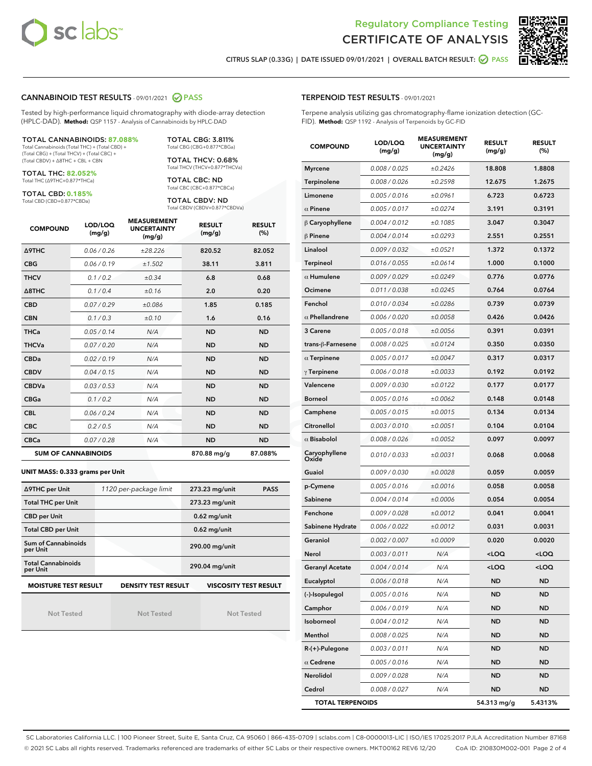Regulatory Compliance Testing
# CERTIFICATE OF ANALYSIS

CITRUS SLAP (0.33G) | DATE ISSUED 09/01/2021 | OVERALL BATCH RESULT: PASS

## CANNABINOID TEST RESULTS - 09/01/2021 PASS

Tested by high-performance liquid chromatography with diode-array detection (HPLC-DAD). **Method:** QSP 1157 - Analysis of Cannabinoids by HPLC-DAD

**TOTAL CANNABINOIDS: 87.088%**
Total Cannabinoids (Total THC) + (Total CBD) + (Total CBG) + (Total THCV) + (Total CBC) + (Total CBDV) + Δ8THC + CBL + CBN

**TOTAL THC: 82.052%**
Total THC (Δ9THC+0.877*THCa)

**TOTAL CBD: 0.185%**
Total CBD (CBD+0.877*CBDa)

**TOTAL CBG: 3.811%**
Total CBG (CBG+0.877*CBGa)

**TOTAL THCV: 0.68%**
Total THCV (THCV+0.877*THCVa)

**TOTAL CBC: ND**
Total CBC (CBC+0.877*CBCa)

**TOTAL CBDV: ND**
Total CBDV (CBDV+0.877*CBDVa)

| COMPOUND | LOD/LOQ (mg/g) | MEASUREMENT UNCERTAINTY (mg/g) | RESULT (mg/g) | RESULT (%) |
|---|---|---|---|---|
| Δ9THC | 0.06 / 0.26 | ±28.226 | 820.52 | 82.052 |
| CBG | 0.06 / 0.19 | ±1.502 | 38.11 | 3.811 |
| THCV | 0.1 / 0.2 | ±0.34 | 6.8 | 0.68 |
| Δ8THC | 0.1 / 0.4 | ±0.16 | 2.0 | 0.20 |
| CBD | 0.07 / 0.29 | ±0.086 | 1.85 | 0.185 |
| CBN | 0.1 / 0.3 | ±0.10 | 1.6 | 0.16 |
| THCa | 0.05 / 0.14 | N/A | ND | ND |
| THCVa | 0.07 / 0.20 | N/A | ND | ND |
| CBDa | 0.02 / 0.19 | N/A | ND | ND |
| CBDV | 0.04 / 0.15 | N/A | ND | ND |
| CBDVa | 0.03 / 0.53 | N/A | ND | ND |
| CBGa | 0.1 / 0.2 | N/A | ND | ND |
| CBL | 0.06 / 0.24 | N/A | ND | ND |
| CBC | 0.2 / 0.5 | N/A | ND | ND |
| CBCa | 0.07 / 0.28 | N/A | ND | ND |
| **SUM OF CANNABINOIDS** | | | 870.88 mg/g | 87.088% |

**UNIT MASS: 0.333 grams per Unit**

| | | | |
|---|---|---|---|
| Δ9THC per Unit | 1120 per-package limit | 273.23 mg/unit | PASS |
| Total THC per Unit | | 273.23 mg/unit | |
| CBD per Unit | | 0.62 mg/unit | |
| Total CBD per Unit | | 0.62 mg/unit | |
| Sum of Cannabinoids per Unit | | 290.00 mg/unit | |
| Total Cannabinoids per Unit | | 290.04 mg/unit | |

| MOISTURE TEST RESULT | DENSITY TEST RESULT | VISCOSITY TEST RESULT |
|---|---|---|
| Not Tested | Not Tested | Not Tested |

## TERPENOID TEST RESULTS - 09/01/2021

Terpene analysis utilizing gas chromatography-flame ionization detection (GC-FID). **Method:** QSP 1192 - Analysis of Terpenoids by GC-FID

| COMPOUND | LOD/LOQ (mg/g) | MEASUREMENT UNCERTAINTY (mg/g) | RESULT (mg/g) | RESULT (%) |
|---|---|---|---|---|
| Myrcene | 0.008 / 0.025 | ±0.2426 | 18.808 | 1.8808 |
| Terpinolene | 0.008 / 0.026 | ±0.2598 | 12.675 | 1.2675 |
| Limonene | 0.005 / 0.016 | ±0.0961 | 6.723 | 0.6723 |
| α Pinene | 0.005 / 0.017 | ±0.0274 | 3.191 | 0.3191 |
| β Caryophyllene | 0.004 / 0.012 | ±0.1085 | 3.047 | 0.3047 |
| β Pinene | 0.004 / 0.014 | ±0.0293 | 2.551 | 0.2551 |
| Linalool | 0.009 / 0.032 | ±0.0521 | 1.372 | 0.1372 |
| Terpineol | 0.016 / 0.055 | ±0.0614 | 1.000 | 0.1000 |
| α Humulene | 0.009 / 0.029 | ±0.0249 | 0.776 | 0.0776 |
| Ocimene | 0.011 / 0.038 | ±0.0245 | 0.764 | 0.0764 |
| Fenchol | 0.010 / 0.034 | ±0.0286 | 0.739 | 0.0739 |
| α Phellandrene | 0.006 / 0.020 | ±0.0058 | 0.426 | 0.0426 |
| 3 Carene | 0.005 / 0.018 | ±0.0056 | 0.391 | 0.0391 |
| trans-β-Farnesene | 0.008 / 0.025 | ±0.0124 | 0.350 | 0.0350 |
| α Terpinene | 0.005 / 0.017 | ±0.0047 | 0.317 | 0.0317 |
| γ Terpinene | 0.006 / 0.018 | ±0.0033 | 0.192 | 0.0192 |
| Valencene | 0.009 / 0.030 | ±0.0122 | 0.177 | 0.0177 |
| Borneol | 0.005 / 0.016 | ±0.0062 | 0.148 | 0.0148 |
| Camphene | 0.005 / 0.015 | ±0.0015 | 0.134 | 0.0134 |
| Citronellol | 0.003 / 0.010 | ±0.0051 | 0.104 | 0.0104 |
| α Bisabolol | 0.008 / 0.026 | ±0.0052 | 0.097 | 0.0097 |
| Caryophyllene Oxide | 0.010 / 0.033 | ±0.0031 | 0.068 | 0.0068 |
| Guaiol | 0.009 / 0.030 | ±0.0028 | 0.059 | 0.0059 |
| p-Cymene | 0.005 / 0.016 | ±0.0016 | 0.058 | 0.0058 |
| Sabinene | 0.004 / 0.014 | ±0.0006 | 0.054 | 0.0054 |
| Fenchone | 0.009 / 0.028 | ±0.0012 | 0.041 | 0.0041 |
| Sabinene Hydrate | 0.006 / 0.022 | ±0.0012 | 0.031 | 0.0031 |
| Geraniol | 0.002 / 0.007 | ±0.0009 | 0.020 | 0.0020 |
| Nerol | 0.003 / 0.011 | N/A | <LOQ | <LOQ |
| Geranyl Acetate | 0.004 / 0.014 | N/A | <LOQ | <LOQ |
| Eucalyptol | 0.006 / 0.018 | N/A | ND | ND |
| (-)-Isopulegol | 0.005 / 0.016 | N/A | ND | ND |
| Camphor | 0.006 / 0.019 | N/A | ND | ND |
| Isoborneol | 0.004 / 0.012 | N/A | ND | ND |
| Menthol | 0.008 / 0.025 | N/A | ND | ND |
| R-(+)-Pulegone | 0.003 / 0.011 | N/A | ND | ND |
| α Cedrene | 0.005 / 0.016 | N/A | ND | ND |
| Nerolidol | 0.009 / 0.028 | N/A | ND | ND |
| Cedrol | 0.008 / 0.027 | N/A | ND | ND |
| **TOTAL TERPENOIDS** | | | 54.313 mg/g | 5.4313% |

SC Laboratories California LLC. | 100 Pioneer Street, Suite E, Santa Cruz, CA 95060 | 866-435-0709 | sclabs.com | C8-0000013-LIC | ISO/IES 17025:2017 PJLA Accreditation Number 87168
© 2021 SC Labs all rights reserved. Trademarks referenced are trademarks of either SC Labs or their respective owners. MKT00162 REV6 12/20 CoA ID: 210830M002-001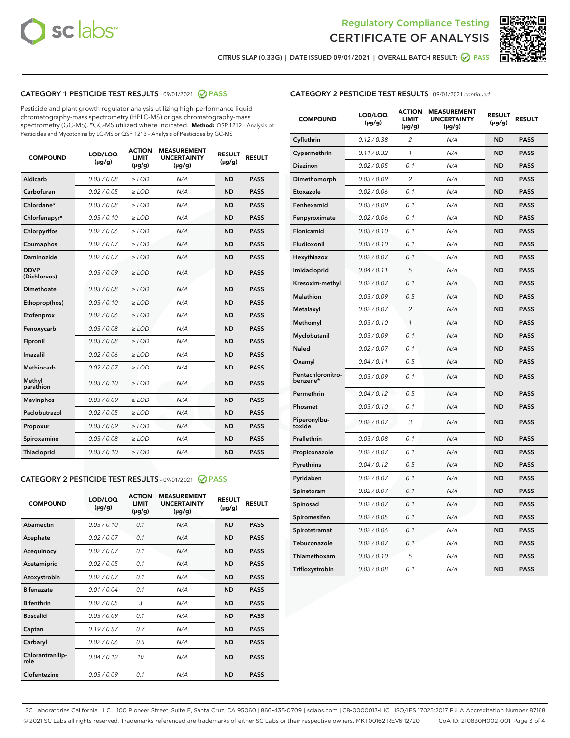Regulatory Compliance Testing
CERTIFICATE OF ANALYSIS

CITRUS SLAP (0.33G) | DATE ISSUED 09/01/2021 | OVERALL BATCH RESULT: PASS

## CATEGORY 1 PESTICIDE TEST RESULTS - 09/01/2021 PASS

Pesticide and plant growth regulator analysis utilizing high-performance liquid chromatography-mass spectrometry (HPLC-MS) or gas chromatography-mass spectrometry (GC-MS). *GC-MS utilized where indicated. **Method:** QSP 1212 - Analysis of Pesticides and Mycotoxins by LC-MS or QSP 1213 - Analysis of Pesticides by GC-MS

| COMPOUND | LOD/LOQ (µg/g) | ACTION LIMIT (µg/g) | MEASUREMENT UNCERTAINTY (µg/g) | RESULT (µg/g) | RESULT |
|---|---|---|---|---|---|
| Aldicarb | 0.03 / 0.08 | ≥ LOD | N/A | ND | PASS |
| Carbofuran | 0.02 / 0.05 | ≥ LOD | N/A | ND | PASS |
| Chlordane* | 0.03 / 0.08 | ≥ LOD | N/A | ND | PASS |
| Chlorfenapyr* | 0.03 / 0.10 | ≥ LOD | N/A | ND | PASS |
| Chlorpyrifos | 0.02 / 0.06 | ≥ LOD | N/A | ND | PASS |
| Coumaphos | 0.02 / 0.07 | ≥ LOD | N/A | ND | PASS |
| Daminozide | 0.02 / 0.07 | ≥ LOD | N/A | ND | PASS |
| DDVP (Dichlorvos) | 0.03 / 0.09 | ≥ LOD | N/A | ND | PASS |
| Dimethoate | 0.03 / 0.08 | ≥ LOD | N/A | ND | PASS |
| Ethoprop(hos) | 0.03 / 0.10 | ≥ LOD | N/A | ND | PASS |
| Etofenprox | 0.02 / 0.06 | ≥ LOD | N/A | ND | PASS |
| Fenoxycarb | 0.03 / 0.08 | ≥ LOD | N/A | ND | PASS |
| Fipronil | 0.03 / 0.08 | ≥ LOD | N/A | ND | PASS |
| Imazalil | 0.02 / 0.06 | ≥ LOD | N/A | ND | PASS |
| Methiocarb | 0.02 / 0.07 | ≥ LOD | N/A | ND | PASS |
| Methyl parathion | 0.03 / 0.10 | ≥ LOD | N/A | ND | PASS |
| Mevinphos | 0.03 / 0.09 | ≥ LOD | N/A | ND | PASS |
| Paclobutrazol | 0.02 / 0.05 | ≥ LOD | N/A | ND | PASS |
| Propoxur | 0.03 / 0.09 | ≥ LOD | N/A | ND | PASS |
| Spiroxamine | 0.03 / 0.08 | ≥ LOD | N/A | ND | PASS |
| Thiacloprid | 0.03 / 0.10 | ≥ LOD | N/A | ND | PASS |

## CATEGORY 2 PESTICIDE TEST RESULTS - 09/01/2021 PASS

| COMPOUND | LOD/LOQ (µg/g) | ACTION LIMIT (µg/g) | MEASUREMENT UNCERTAINTY (µg/g) | RESULT (µg/g) | RESULT |
|---|---|---|---|---|---|
| Abamectin | 0.03 / 0.10 | 0.1 | N/A | ND | PASS |
| Acephate | 0.02 / 0.07 | 0.1 | N/A | ND | PASS |
| Acequinocyl | 0.02 / 0.07 | 0.1 | N/A | ND | PASS |
| Acetamiprid | 0.02 / 0.05 | 0.1 | N/A | ND | PASS |
| Azoxystrobin | 0.02 / 0.07 | 0.1 | N/A | ND | PASS |
| Bifenazate | 0.01 / 0.04 | 0.1 | N/A | ND | PASS |
| Bifenthrin | 0.02 / 0.05 | 3 | N/A | ND | PASS |
| Boscalid | 0.03 / 0.09 | 0.1 | N/A | ND | PASS |
| Captan | 0.19 / 0.57 | 0.7 | N/A | ND | PASS |
| Carbaryl | 0.02 / 0.06 | 0.5 | N/A | ND | PASS |
| Chlorantraniliprole | 0.04 / 0.12 | 10 | N/A | ND | PASS |
| Clofentezine | 0.03 / 0.09 | 0.1 | N/A | ND | PASS |
| Cyfluthrin | 0.12 / 0.38 | 2 | N/A | ND | PASS |
| Cypermethrin | 0.11 / 0.32 | 1 | N/A | ND | PASS |
| Diazinon | 0.02 / 0.05 | 0.1 | N/A | ND | PASS |
| Dimethomorph | 0.03 / 0.09 | 2 | N/A | ND | PASS |
| Etoxazole | 0.02 / 0.06 | 0.1 | N/A | ND | PASS |
| Fenhexamid | 0.03 / 0.09 | 0.1 | N/A | ND | PASS |
| Fenpyroximate | 0.02 / 0.06 | 0.1 | N/A | ND | PASS |
| Flonicamid | 0.03 / 0.10 | 0.1 | N/A | ND | PASS |
| Fludioxonil | 0.03 / 0.10 | 0.1 | N/A | ND | PASS |
| Hexythiazox | 0.02 / 0.07 | 0.1 | N/A | ND | PASS |
| Imidacloprid | 0.04 / 0.11 | 5 | N/A | ND | PASS |
| Kresoxim-methyl | 0.02 / 0.07 | 0.1 | N/A | ND | PASS |
| Malathion | 0.03 / 0.09 | 0.5 | N/A | ND | PASS |
| Metalaxyl | 0.02 / 0.07 | 2 | N/A | ND | PASS |
| Methomyl | 0.03 / 0.10 | 1 | N/A | ND | PASS |
| Myclobutanil | 0.03 / 0.09 | 0.1 | N/A | ND | PASS |
| Naled | 0.02 / 0.07 | 0.1 | N/A | ND | PASS |
| Oxamyl | 0.04 / 0.11 | 0.5 | N/A | ND | PASS |
| Pentachloronitrobenzene* | 0.03 / 0.09 | 0.1 | N/A | ND | PASS |
| Permethrin | 0.04 / 0.12 | 0.5 | N/A | ND | PASS |
| Phosmet | 0.03 / 0.10 | 0.1 | N/A | ND | PASS |
| Piperonylbutoxide | 0.02 / 0.07 | 3 | N/A | ND | PASS |
| Prallethrin | 0.03 / 0.08 | 0.1 | N/A | ND | PASS |
| Propiconazole | 0.02 / 0.07 | 0.1 | N/A | ND | PASS |
| Pyrethrins | 0.04 / 0.12 | 0.5 | N/A | ND | PASS |
| Pyridaben | 0.02 / 0.07 | 0.1 | N/A | ND | PASS |
| Spinetoram | 0.02 / 0.07 | 0.1 | N/A | ND | PASS |
| Spinosad | 0.02 / 0.07 | 0.1 | N/A | ND | PASS |
| Spiromesifen | 0.02 / 0.05 | 0.1 | N/A | ND | PASS |
| Spirotetramat | 0.02 / 0.06 | 0.1 | N/A | ND | PASS |
| Tebuconazole | 0.02 / 0.07 | 0.1 | N/A | ND | PASS |
| Thiamethoxam | 0.03 / 0.10 | 5 | N/A | ND | PASS |
| Trifloxystrobin | 0.03 / 0.08 | 0.1 | N/A | ND | PASS |

SC Laboratories California LLC. | 100 Pioneer Street, Suite E, Santa Cruz, CA 95060 | 866-435-0709 | sclabs.com | C8-0000013-LIC | ISO/IES 17025:2017 PJLA Accreditation Number 87168
© 2021 SC Labs all rights reserved. Trademarks referenced are trademarks of either SC Labs or their respective owners. MKT00162 REV6 12/20 CoA ID: 210830M002-001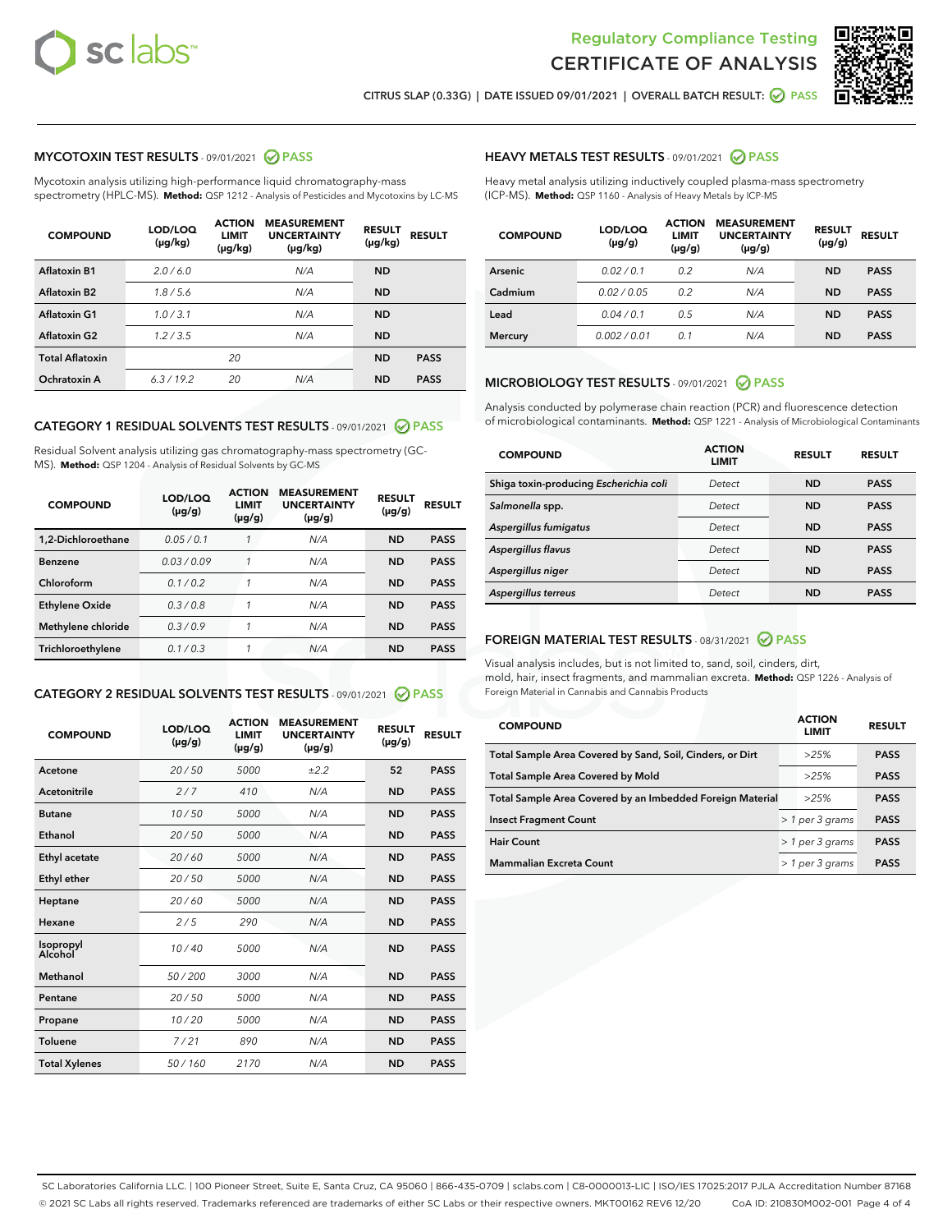Regulatory Compliance Testing
CERTIFICATE OF ANALYSIS

CITRUS SLAP (0.33G) | DATE ISSUED 09/01/2021 | OVERALL BATCH RESULT: PASS

## MYCOTOXIN TEST RESULTS - 09/01/2021 PASS

Mycotoxin analysis utilizing high-performance liquid chromatography-mass spectrometry (HPLC-MS). **Method:** QSP 1212 - Analysis of Pesticides and Mycotoxins by LC-MS

| COMPOUND | LOD/LOQ (µg/kg) | ACTION LIMIT (µg/kg) | MEASUREMENT UNCERTAINTY (µg/kg) | RESULT (µg/kg) | RESULT |
|---|---|---|---|---|---|
| Aflatoxin B1 | 2.0 / 6.0 | | N/A | ND | |
| Aflatoxin B2 | 1.8 / 5.6 | | N/A | ND | |
| Aflatoxin G1 | 1.0 / 3.1 | | N/A | ND | |
| Aflatoxin G2 | 1.2 / 3.5 | | N/A | ND | |
| Total Aflatoxin | | 20 | | ND | PASS |
| Ochratoxin A | 6.3 / 19.2 | 20 | N/A | ND | PASS |

## CATEGORY 1 RESIDUAL SOLVENTS TEST RESULTS - 09/01/2021 PASS

Residual Solvent analysis utilizing gas chromatography-mass spectrometry (GC-MS). **Method:** QSP 1204 - Analysis of Residual Solvents by GC-MS

| COMPOUND | LOD/LOQ (µg/g) | ACTION LIMIT (µg/g) | MEASUREMENT UNCERTAINTY (µg/g) | RESULT (µg/g) | RESULT |
|---|---|---|---|---|---|
| 1,2-Dichloroethane | 0.05 / 0.1 | 1 | N/A | ND | PASS |
| Benzene | 0.03 / 0.09 | 1 | N/A | ND | PASS |
| Chloroform | 0.1 / 0.2 | 1 | N/A | ND | PASS |
| Ethylene Oxide | 0.3 / 0.8 | 1 | N/A | ND | PASS |
| Methylene chloride | 0.3 / 0.9 | 1 | N/A | ND | PASS |
| Trichloroethylene | 0.1 / 0.3 | 1 | N/A | ND | PASS |

## CATEGORY 2 RESIDUAL SOLVENTS TEST RESULTS - 09/01/2021 PASS

| COMPOUND | LOD/LOQ (µg/g) | ACTION LIMIT (µg/g) | MEASUREMENT UNCERTAINTY (µg/g) | RESULT (µg/g) | RESULT |
|---|---|---|---|---|---|
| Acetone | 20 / 50 | 5000 | ±2.2 | 52 | PASS |
| Acetonitrile | 2 / 7 | 410 | N/A | ND | PASS |
| Butane | 10 / 50 | 5000 | N/A | ND | PASS |
| Ethanol | 20 / 50 | 5000 | N/A | ND | PASS |
| Ethyl acetate | 20 / 60 | 5000 | N/A | ND | PASS |
| Ethyl ether | 20 / 50 | 5000 | N/A | ND | PASS |
| Heptane | 20 / 60 | 5000 | N/A | ND | PASS |
| Hexane | 2 / 5 | 290 | N/A | ND | PASS |
| Isopropyl Alcohol | 10 / 40 | 5000 | N/A | ND | PASS |
| Methanol | 50 / 200 | 3000 | N/A | ND | PASS |
| Pentane | 20 / 50 | 5000 | N/A | ND | PASS |
| Propane | 10 / 20 | 5000 | N/A | ND | PASS |
| Toluene | 7 / 21 | 890 | N/A | ND | PASS |
| Total Xylenes | 50 / 160 | 2170 | N/A | ND | PASS |

## HEAVY METALS TEST RESULTS - 09/01/2021 PASS

Heavy metal analysis utilizing inductively coupled plasma-mass spectrometry (ICP-MS). **Method:** QSP 1160 - Analysis of Heavy Metals by ICP-MS

| COMPOUND | LOD/LOQ (µg/g) | ACTION LIMIT (µg/g) | MEASUREMENT UNCERTAINTY (µg/g) | RESULT (µg/g) | RESULT |
|---|---|---|---|---|---|
| Arsenic | 0.02 / 0.1 | 0.2 | N/A | ND | PASS |
| Cadmium | 0.02 / 0.05 | 0.2 | N/A | ND | PASS |
| Lead | 0.04 / 0.1 | 0.5 | N/A | ND | PASS |
| Mercury | 0.002 / 0.01 | 0.1 | N/A | ND | PASS |

## MICROBIOLOGY TEST RESULTS - 09/01/2021 PASS

Analysis conducted by polymerase chain reaction (PCR) and fluorescence detection of microbiological contaminants. **Method:** QSP 1221 - Analysis of Microbiological Contaminants

| COMPOUND | ACTION LIMIT | RESULT | RESULT |
|---|---|---|---|
| Shiga toxin-producing *Escherichia coli* | Detect | ND | PASS |
| *Salmonella* spp. | Detect | ND | PASS |
| *Aspergillus fumigatus* | Detect | ND | PASS |
| *Aspergillus flavus* | Detect | ND | PASS |
| *Aspergillus niger* | Detect | ND | PASS |
| *Aspergillus terreus* | Detect | ND | PASS |

## FOREIGN MATERIAL TEST RESULTS - 08/31/2021 PASS

Visual analysis includes, but is not limited to, sand, soil, cinders, dirt, mold, hair, insect fragments, and mammalian excreta. **Method:** QSP 1226 - Analysis of Foreign Material in Cannabis and Cannabis Products

| COMPOUND | ACTION LIMIT | RESULT |
|---|---|---|
| Total Sample Area Covered by Sand, Soil, Cinders, or Dirt | >25% | PASS |
| Total Sample Area Covered by Mold | >25% | PASS |
| Total Sample Area Covered by an Imbedded Foreign Material | >25% | PASS |
| Insect Fragment Count | > 1 per 3 grams | PASS |
| Hair Count | > 1 per 3 grams | PASS |
| Mammalian Excreta Count | > 1 per 3 grams | PASS |

SC Laboratories California LLC. | 100 Pioneer Street, Suite E, Santa Cruz, CA 95060 | 866-435-0709 | sclabs.com | C8-0000013-LIC | ISO/IES 17025:2017 PJLA Accreditation Number 87168
© 2021 SC Labs all rights reserved. Trademarks referenced are trademarks of either SC Labs or their respective owners. MKT00162 REV6 12/20 CoA ID: 210830M002-001